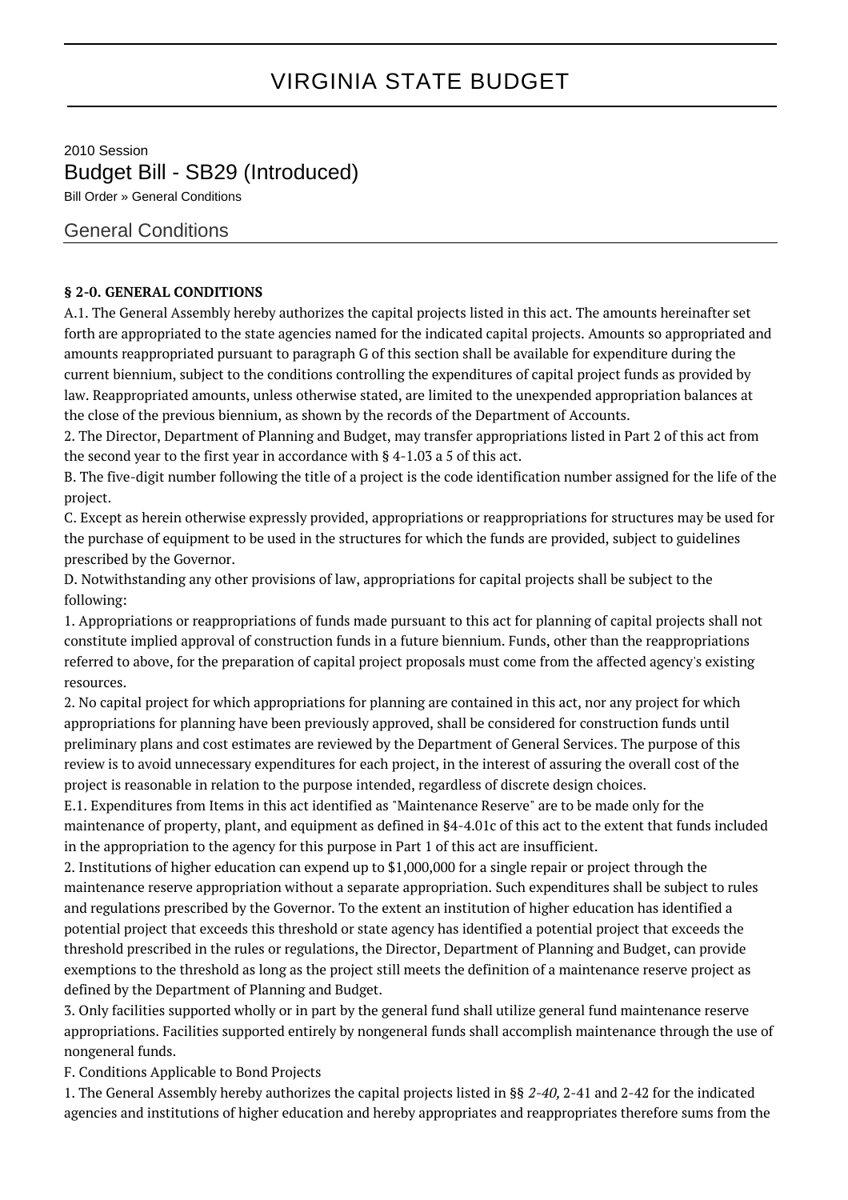# VIRGINIA STATE BUDGET

2010 Session

## Budget Bill - SB29 (Introduced)

Bill Order » General Conditions

## General Conditions

**§ 2-0. GENERAL CONDITIONS**

A.1. The General Assembly hereby authorizes the capital projects listed in this act. The amounts hereinafter set forth are appropriated to the state agencies named for the indicated capital projects. Amounts so appropriated and amounts reappropriated pursuant to paragraph G of this section shall be available for expenditure during the current biennium, subject to the conditions controlling the expenditures of capital project funds as provided by law. Reappropriated amounts, unless otherwise stated, are limited to the unexpended appropriation balances at the close of the previous biennium, as shown by the records of the Department of Accounts.

2. The Director, Department of Planning and Budget, may transfer appropriations listed in Part 2 of this act from the second year to the first year in accordance with § 4-1.03 a 5 of this act.

B. The five-digit number following the title of a project is the code identification number assigned for the life of the project.

C. Except as herein otherwise expressly provided, appropriations or reappropriations for structures may be used for the purchase of equipment to be used in the structures for which the funds are provided, subject to guidelines prescribed by the Governor.

D. Notwithstanding any other provisions of law, appropriations for capital projects shall be subject to the following:

1. Appropriations or reappropriations of funds made pursuant to this act for planning of capital projects shall not constitute implied approval of construction funds in a future biennium. Funds, other than the reappropriations referred to above, for the preparation of capital project proposals must come from the affected agency's existing resources.

2. No capital project for which appropriations for planning are contained in this act, nor any project for which appropriations for planning have been previously approved, shall be considered for construction funds until preliminary plans and cost estimates are reviewed by the Department of General Services. The purpose of this review is to avoid unnecessary expenditures for each project, in the interest of assuring the overall cost of the project is reasonable in relation to the purpose intended, regardless of discrete design choices.

E.1. Expenditures from Items in this act identified as "Maintenance Reserve" are to be made only for the maintenance of property, plant, and equipment as defined in §4-4.01c of this act to the extent that funds included in the appropriation to the agency for this purpose in Part 1 of this act are insufficient.

2. Institutions of higher education can expend up to $1,000,000 for a single repair or project through the maintenance reserve appropriation without a separate appropriation. Such expenditures shall be subject to rules and regulations prescribed by the Governor. To the extent an institution of higher education has identified a potential project that exceeds this threshold or state agency has identified a potential project that exceeds the threshold prescribed in the rules or regulations, the Director, Department of Planning and Budget, can provide exemptions to the threshold as long as the project still meets the definition of a maintenance reserve project as defined by the Department of Planning and Budget.

3. Only facilities supported wholly or in part by the general fund shall utilize general fund maintenance reserve appropriations. Facilities supported entirely by nongeneral funds shall accomplish maintenance through the use of nongeneral funds.

F. Conditions Applicable to Bond Projects

1. The General Assembly hereby authorizes the capital projects listed in §§ *2-40,* 2-41 and 2-42 for the indicated agencies and institutions of higher education and hereby appropriates and reappropriates therefore sums from the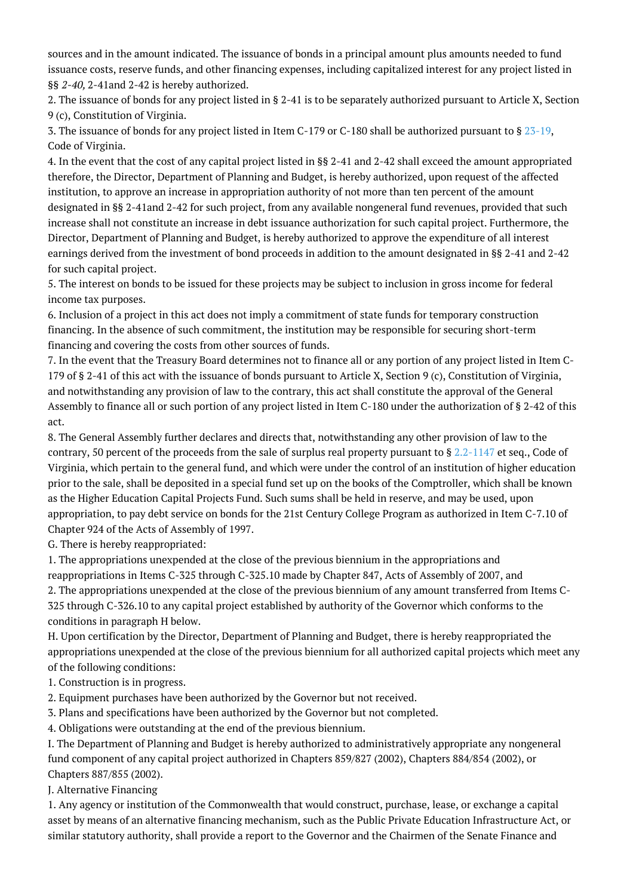sources and in the amount indicated. The issuance of bonds in a principal amount plus amounts needed to fund issuance costs, reserve funds, and other financing expenses, including capitalized interest for any project listed in §§ *2-40,* 2-41and 2-42 is hereby authorized.

2. The issuance of bonds for any project listed in § 2-41 is to be separately authorized pursuant to Article X, Section 9 (c), Constitution of Virginia.

3. The issuance of bonds for any project listed in Item C-179 or C-180 shall be authorized pursuant to § 23-19, Code of Virginia.

4. In the event that the cost of any capital project listed in §§ 2-41 and 2-42 shall exceed the amount appropriated therefore, the Director, Department of Planning and Budget, is hereby authorized, upon request of the affected institution, to approve an increase in appropriation authority of not more than ten percent of the amount designated in §§ 2-41and 2-42 for such project, from any available nongeneral fund revenues, provided that such increase shall not constitute an increase in debt issuance authorization for such capital project. Furthermore, the Director, Department of Planning and Budget, is hereby authorized to approve the expenditure of all interest earnings derived from the investment of bond proceeds in addition to the amount designated in §§ 2-41 and 2-42 for such capital project.

5. The interest on bonds to be issued for these projects may be subject to inclusion in gross income for federal income tax purposes.

6. Inclusion of a project in this act does not imply a commitment of state funds for temporary construction financing. In the absence of such commitment, the institution may be responsible for securing short-term financing and covering the costs from other sources of funds.

7. In the event that the Treasury Board determines not to finance all or any portion of any project listed in Item C-179 of § 2-41 of this act with the issuance of bonds pursuant to Article X, Section 9 (c), Constitution of Virginia, and notwithstanding any provision of law to the contrary, this act shall constitute the approval of the General Assembly to finance all or such portion of any project listed in Item C-180 under the authorization of § 2-42 of this act.

8. The General Assembly further declares and directs that, notwithstanding any other provision of law to the contrary, 50 percent of the proceeds from the sale of surplus real property pursuant to § 2.2-1147 et seq., Code of Virginia, which pertain to the general fund, and which were under the control of an institution of higher education prior to the sale, shall be deposited in a special fund set up on the books of the Comptroller, which shall be known as the Higher Education Capital Projects Fund. Such sums shall be held in reserve, and may be used, upon appropriation, to pay debt service on bonds for the 21st Century College Program as authorized in Item C-7.10 of Chapter 924 of the Acts of Assembly of 1997.

G. There is hereby reappropriated:

1. The appropriations unexpended at the close of the previous biennium in the appropriations and reappropriations in Items C-325 through C-325.10 made by Chapter 847, Acts of Assembly of 2007, and

2. The appropriations unexpended at the close of the previous biennium of any amount transferred from Items C-325 through C-326.10 to any capital project established by authority of the Governor which conforms to the conditions in paragraph H below.

H. Upon certification by the Director, Department of Planning and Budget, there is hereby reappropriated the appropriations unexpended at the close of the previous biennium for all authorized capital projects which meet any of the following conditions:

1. Construction is in progress.

2. Equipment purchases have been authorized by the Governor but not received.

3. Plans and specifications have been authorized by the Governor but not completed.

4. Obligations were outstanding at the end of the previous biennium.

I. The Department of Planning and Budget is hereby authorized to administratively appropriate any nongeneral fund component of any capital project authorized in Chapters 859/827 (2002), Chapters 884/854 (2002), or Chapters 887/855 (2002).

J. Alternative Financing

1. Any agency or institution of the Commonwealth that would construct, purchase, lease, or exchange a capital asset by means of an alternative financing mechanism, such as the Public Private Education Infrastructure Act, or similar statutory authority, shall provide a report to the Governor and the Chairmen of the Senate Finance and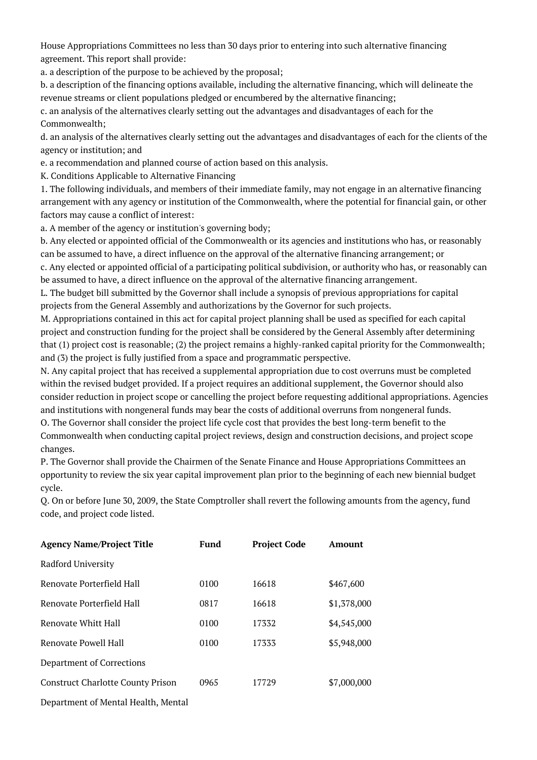House Appropriations Committees no less than 30 days prior to entering into such alternative financing agreement. This report shall provide:

a. a description of the purpose to be achieved by the proposal;

b. a description of the financing options available, including the alternative financing, which will delineate the revenue streams or client populations pledged or encumbered by the alternative financing;

c. an analysis of the alternatives clearly setting out the advantages and disadvantages of each for the Commonwealth;

d. an analysis of the alternatives clearly setting out the advantages and disadvantages of each for the clients of the agency or institution; and

e. a recommendation and planned course of action based on this analysis.

K. Conditions Applicable to Alternative Financing

1. The following individuals, and members of their immediate family, may not engage in an alternative financing arrangement with any agency or institution of the Commonwealth, where the potential for financial gain, or other factors may cause a conflict of interest:

a. A member of the agency or institution's governing body;

b. Any elected or appointed official of the Commonwealth or its agencies and institutions who has, or reasonably can be assumed to have, a direct influence on the approval of the alternative financing arrangement; or

c. Any elected or appointed official of a participating political subdivision, or authority who has, or reasonably can be assumed to have, a direct influence on the approval of the alternative financing arrangement.

L. The budget bill submitted by the Governor shall include a synopsis of previous appropriations for capital projects from the General Assembly and authorizations by the Governor for such projects.

M. Appropriations contained in this act for capital project planning shall be used as specified for each capital project and construction funding for the project shall be considered by the General Assembly after determining that (1) project cost is reasonable; (2) the project remains a highly-ranked capital priority for the Commonwealth; and (3) the project is fully justified from a space and programmatic perspective.

N. Any capital project that has received a supplemental appropriation due to cost overruns must be completed within the revised budget provided. If a project requires an additional supplement, the Governor should also consider reduction in project scope or cancelling the project before requesting additional appropriations. Agencies and institutions with nongeneral funds may bear the costs of additional overruns from nongeneral funds.

O. The Governor shall consider the project life cycle cost that provides the best long-term benefit to the Commonwealth when conducting capital project reviews, design and construction decisions, and project scope changes.

P. The Governor shall provide the Chairmen of the Senate Finance and House Appropriations Committees an opportunity to review the six year capital improvement plan prior to the beginning of each new biennial budget cycle.

Q. On or before June 30, 2009, the State Comptroller shall revert the following amounts from the agency, fund code, and project code listed.

| Agency Name/Project Title | Fund | Project Code | Amount |
|---|---|---|---|
| Radford University | | | |
| Renovate Porterfield Hall | 0100 | 16618 | $467,600 |
| Renovate Porterfield Hall | 0817 | 16618 | $1,378,000 |
| Renovate Whitt Hall | 0100 | 17332 | $4,545,000 |
| Renovate Powell Hall | 0100 | 17333 | $5,948,000 |
| Department of Corrections | | | |
| Construct Charlotte County Prison | 0965 | 17729 | $7,000,000 |
| Department of Mental Health, Mental | | | |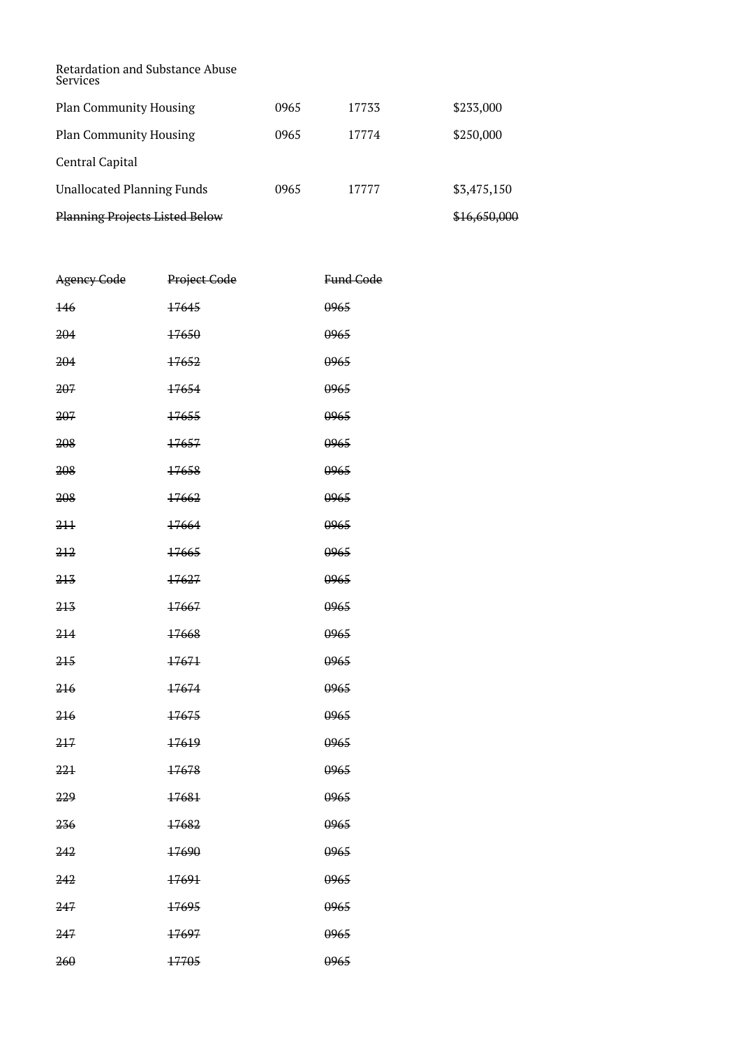| Retardation and Substance Abuse Services | | | |
|---|---|---|---|
| Plan Community Housing | 0965 | 17733 | $233,000 |
| Plan Community Housing | 0965 | 17774 | $250,000 |
| Central Capital | | | |
| Unallocated Planning Funds | 0965 | 17777 | $3,475,150 |
| ~~Planning Projects Listed Below~~ | | | ~~$16,650,000~~ |

| ~~Agency Code~~ | ~~Project Code~~ | ~~Fund Code~~ |
|---|---|---|
| ~~146~~ | ~~17645~~ | ~~0965~~ |
| ~~204~~ | ~~17650~~ | ~~0965~~ |
| ~~204~~ | ~~17652~~ | ~~0965~~ |
| ~~207~~ | ~~17654~~ | ~~0965~~ |
| ~~207~~ | ~~17655~~ | ~~0965~~ |
| ~~208~~ | ~~17657~~ | ~~0965~~ |
| ~~208~~ | ~~17658~~ | ~~0965~~ |
| ~~208~~ | ~~17662~~ | ~~0965~~ |
| ~~211~~ | ~~17664~~ | ~~0965~~ |
| ~~212~~ | ~~17665~~ | ~~0965~~ |
| ~~213~~ | ~~17627~~ | ~~0965~~ |
| ~~213~~ | ~~17667~~ | ~~0965~~ |
| ~~214~~ | ~~17668~~ | ~~0965~~ |
| ~~215~~ | ~~17671~~ | ~~0965~~ |
| ~~216~~ | ~~17674~~ | ~~0965~~ |
| ~~216~~ | ~~17675~~ | ~~0965~~ |
| ~~217~~ | ~~17619~~ | ~~0965~~ |
| ~~221~~ | ~~17678~~ | ~~0965~~ |
| ~~229~~ | ~~17681~~ | ~~0965~~ |
| ~~236~~ | ~~17682~~ | ~~0965~~ |
| ~~242~~ | ~~17690~~ | ~~0965~~ |
| ~~242~~ | ~~17691~~ | ~~0965~~ |
| ~~247~~ | ~~17695~~ | ~~0965~~ |
| ~~247~~ | ~~17697~~ | ~~0965~~ |
| ~~260~~ | ~~17705~~ | ~~0965~~ |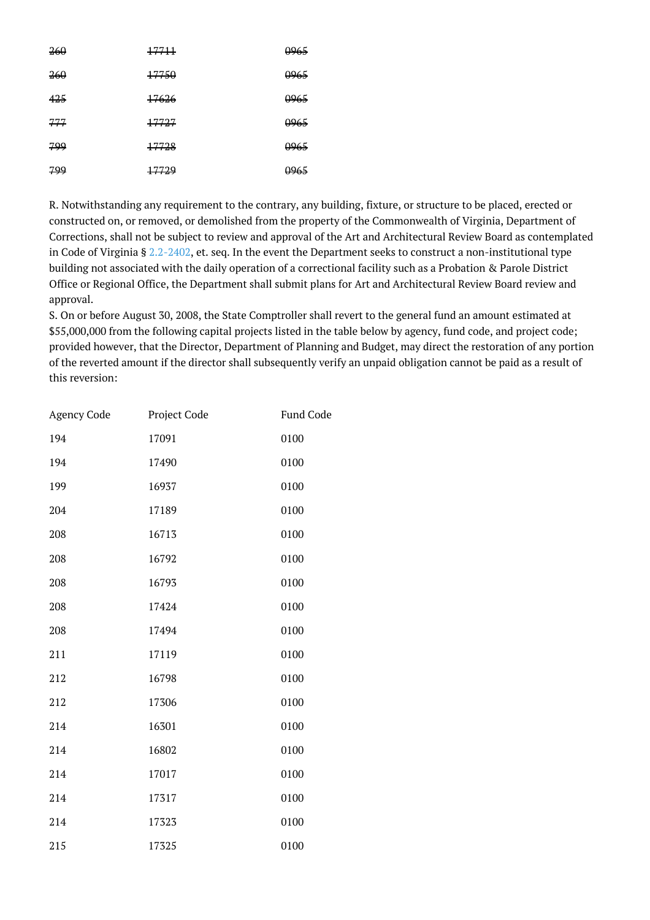| ~~260~~ | ~~17711~~ | ~~0965~~ |
|---|---|---|
| ~~260~~ | ~~17750~~ | ~~0965~~ |
| ~~425~~ | ~~17626~~ | ~~0965~~ |
| ~~777~~ | ~~17727~~ | ~~0965~~ |
| ~~799~~ | ~~17728~~ | ~~0965~~ |
| ~~799~~ | ~~17729~~ | ~~0965~~ |

R. Notwithstanding any requirement to the contrary, any building, fixture, or structure to be placed, erected or constructed on, or removed, or demolished from the property of the Commonwealth of Virginia, Department of Corrections, shall not be subject to review and approval of the Art and Architectural Review Board as contemplated in Code of Virginia § 2.2-2402, et. seq. In the event the Department seeks to construct a non-institutional type building not associated with the daily operation of a correctional facility such as a Probation & Parole District Office or Regional Office, the Department shall submit plans for Art and Architectural Review Board review and approval.

S. On or before August 30, 2008, the State Comptroller shall revert to the general fund an amount estimated at $55,000,000 from the following capital projects listed in the table below by agency, fund code, and project code; provided however, that the Director, Department of Planning and Budget, may direct the restoration of any portion of the reverted amount if the director shall subsequently verify an unpaid obligation cannot be paid as a result of this reversion:

| Agency Code | Project Code | Fund Code |
|---|---|---|
| 194 | 17091 | 0100 |
| 194 | 17490 | 0100 |
| 199 | 16937 | 0100 |
| 204 | 17189 | 0100 |
| 208 | 16713 | 0100 |
| 208 | 16792 | 0100 |
| 208 | 16793 | 0100 |
| 208 | 17424 | 0100 |
| 208 | 17494 | 0100 |
| 211 | 17119 | 0100 |
| 212 | 16798 | 0100 |
| 212 | 17306 | 0100 |
| 214 | 16301 | 0100 |
| 214 | 16802 | 0100 |
| 214 | 17017 | 0100 |
| 214 | 17317 | 0100 |
| 214 | 17323 | 0100 |
| 215 | 17325 | 0100 |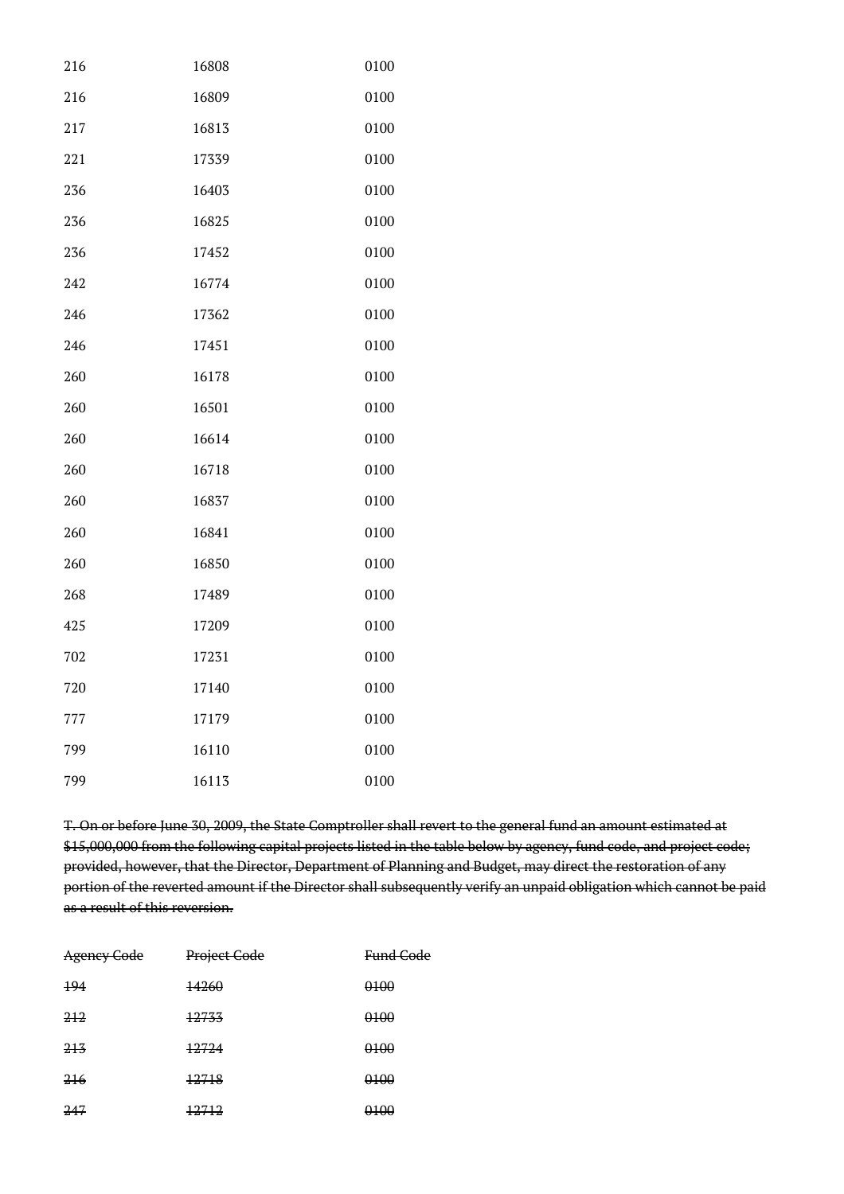| | | |
|---|---|---|
| 216 | 16808 | 0100 |
| 216 | 16809 | 0100 |
| 217 | 16813 | 0100 |
| 221 | 17339 | 0100 |
| 236 | 16403 | 0100 |
| 236 | 16825 | 0100 |
| 236 | 17452 | 0100 |
| 242 | 16774 | 0100 |
| 246 | 17362 | 0100 |
| 246 | 17451 | 0100 |
| 260 | 16178 | 0100 |
| 260 | 16501 | 0100 |
| 260 | 16614 | 0100 |
| 260 | 16718 | 0100 |
| 260 | 16837 | 0100 |
| 260 | 16841 | 0100 |
| 260 | 16850 | 0100 |
| 268 | 17489 | 0100 |
| 425 | 17209 | 0100 |
| 702 | 17231 | 0100 |
| 720 | 17140 | 0100 |
| 777 | 17179 | 0100 |
| 799 | 16110 | 0100 |
| 799 | 16113 | 0100 |

~~T. On or before June 30, 2009, the State Comptroller shall revert to the general fund an amount estimated at $15,000,000 from the following capital projects listed in the table below by agency, fund code, and project code; provided, however, that the Director, Department of Planning and Budget, may direct the restoration of any portion of the reverted amount if the Director shall subsequently verify an unpaid obligation which cannot be paid as a result of this reversion.~~

| ~~Agency Code~~ | ~~Project Code~~ | ~~Fund Code~~ |
|---|---|---|
| ~~194~~ | ~~14260~~ | ~~0100~~ |
| ~~212~~ | ~~12733~~ | ~~0100~~ |
| ~~213~~ | ~~12724~~ | ~~0100~~ |
| ~~216~~ | ~~12718~~ | ~~0100~~ |
| ~~247~~ | ~~12712~~ | ~~0100~~ |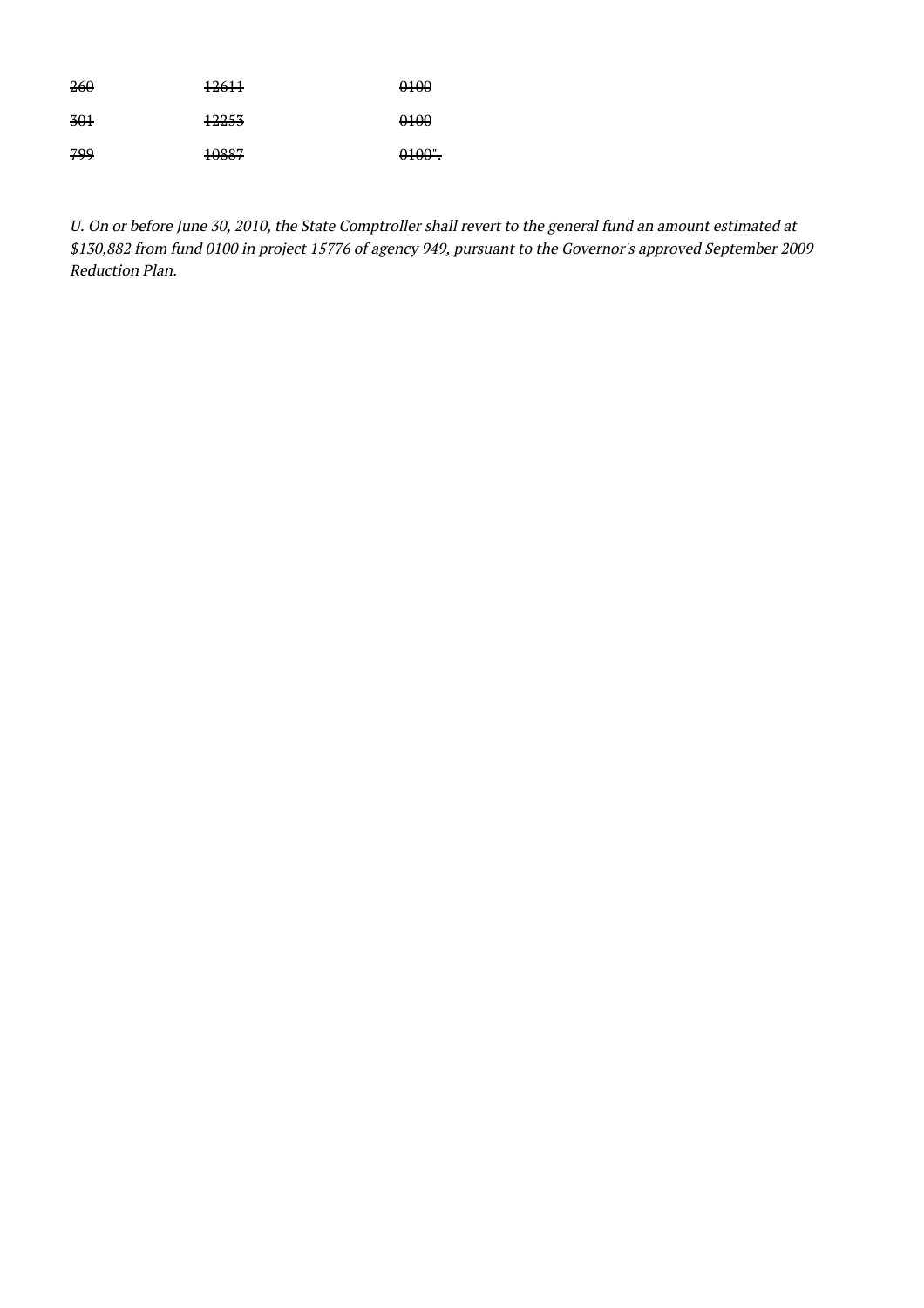| | | |
|---|---|---|
| ~~260~~ | ~~12611~~ | ~~0100~~ |
| ~~301~~ | ~~12253~~ | ~~0100~~ |
| ~~799~~ | ~~10887~~ | ~~0100".~~ |

*U. On or before June 30, 2010, the State Comptroller shall revert to the general fund an amount estimated at $130,882 from fund 0100 in project 15776 of agency 949, pursuant to the Governor's approved September 2009 Reduction Plan.*